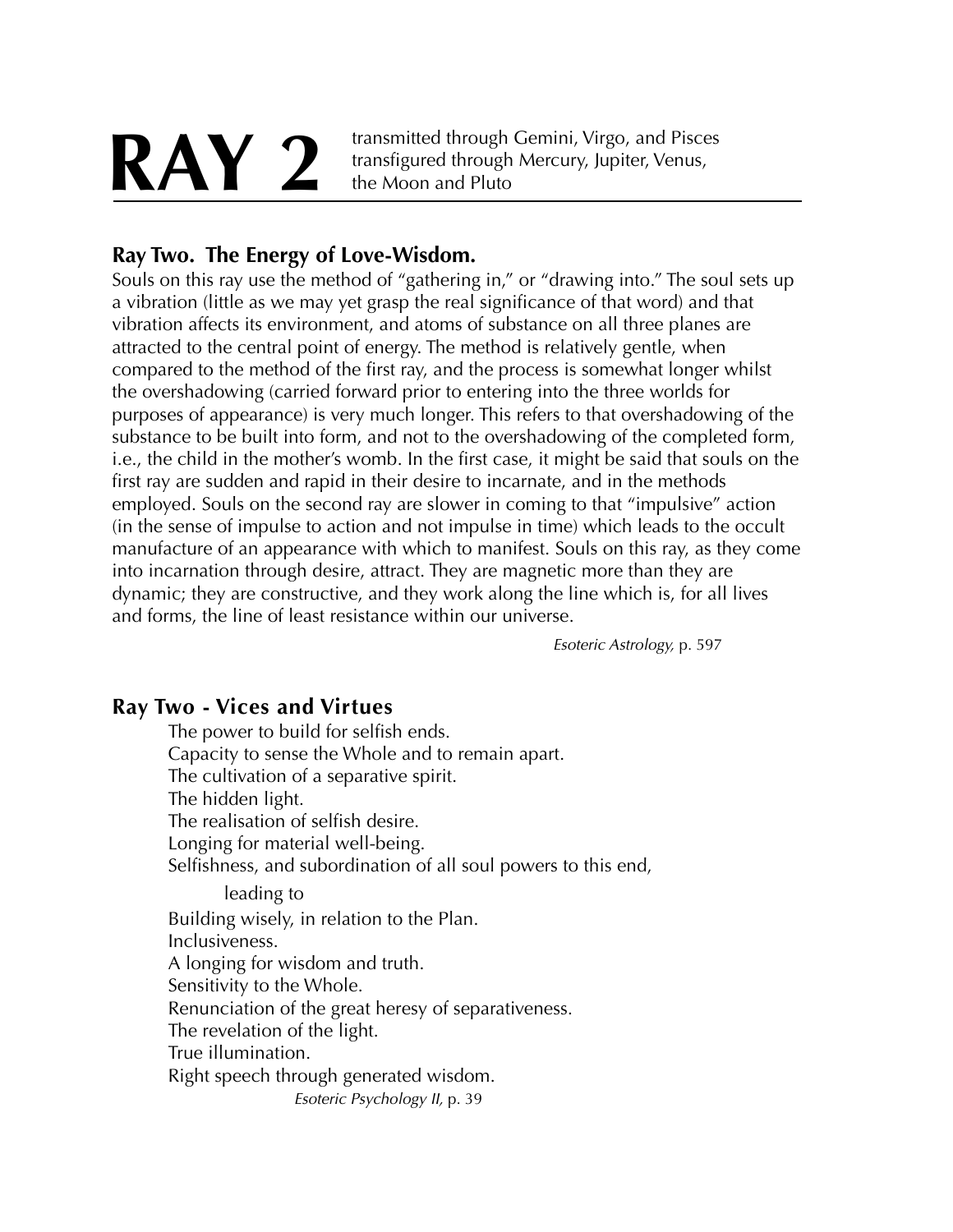# RAY 2

transmitted through Gemini, Virgo, and Pisces
transfigured through Mercury, Jupiter, Venus, the Moon and Pluto

## Ray Two. The Energy of Love-Wisdom.

Souls on this ray use the method of "gathering in," or "drawing into." The soul sets up a vibration (little as we may yet grasp the real significance of that word) and that vibration affects its environment, and atoms of substance on all three planes are attracted to the central point of energy. The method is relatively gentle, when compared to the method of the first ray, and the process is somewhat longer whilst the overshadowing (carried forward prior to entering into the three worlds for purposes of appearance) is very much longer. This refers to that overshadowing of the substance to be built into form, and not to the overshadowing of the completed form, i.e., the child in the mother's womb. In the first case, it might be said that souls on the first ray are sudden and rapid in their desire to incarnate, and in the methods employed. Souls on the second ray are slower in coming to that "impulsive" action (in the sense of impulse to action and not impulse in time) which leads to the occult manufacture of an appearance with which to manifest. Souls on this ray, as they come into incarnation through desire, attract. They are magnetic more than they are dynamic; they are constructive, and they work along the line which is, for all lives and forms, the line of least resistance within our universe.

*Esoteric Astrology,* p. 597

## Ray Two - Vices and Virtues

The power to build for selfish ends.
Capacity to sense the Whole and to remain apart.
The cultivation of a separative spirit.
The hidden light.
The realisation of selfish desire.
Longing for material well-being.
Selfishness, and subordination of all soul powers to this end,

leading to

Building wisely, in relation to the Plan.
Inclusiveness.
A longing for wisdom and truth.
Sensitivity to the Whole.
Renunciation of the great heresy of separativeness.
The revelation of the light.
True illumination.
Right speech through generated wisdom.

*Esoteric Psychology II,* p. 39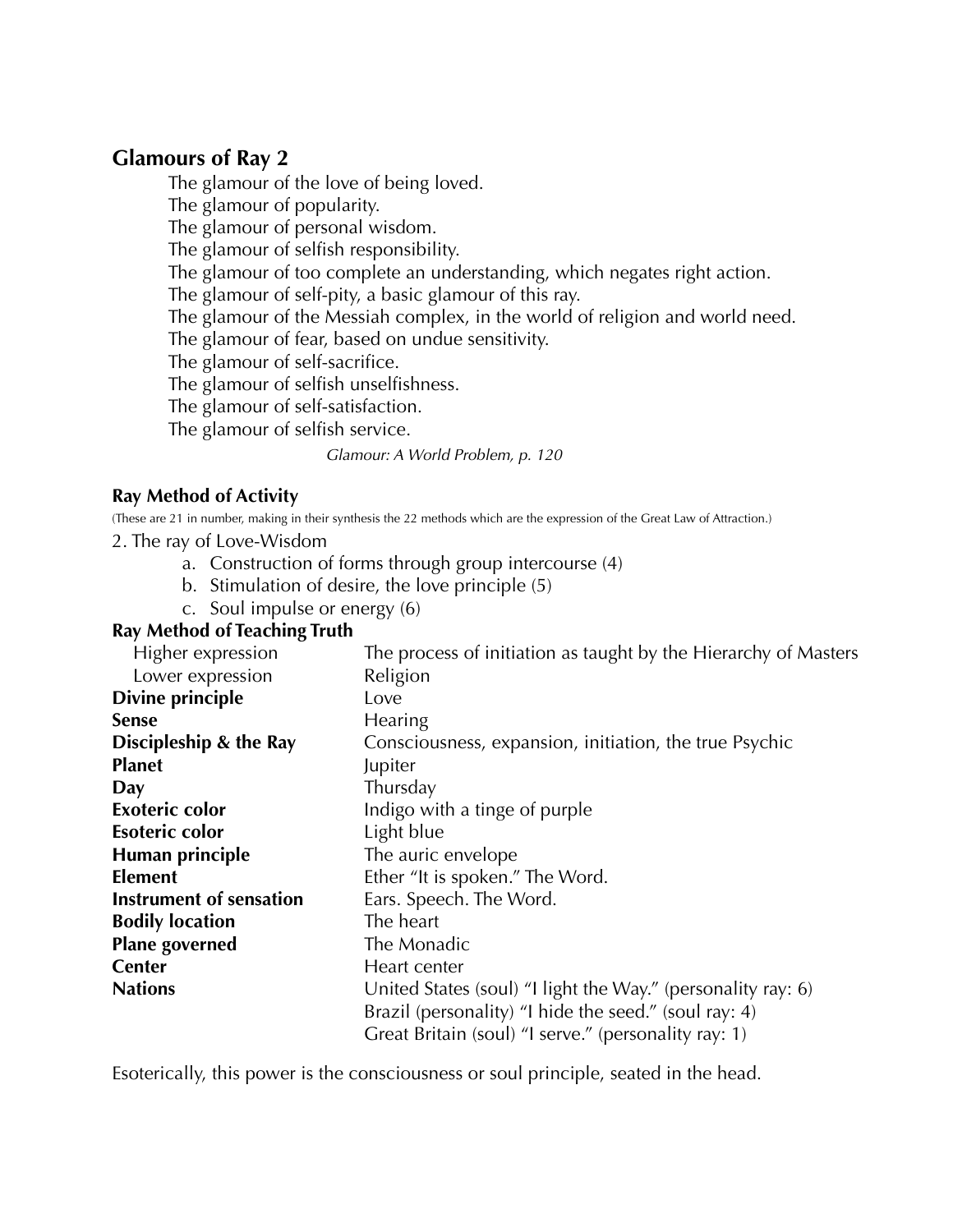## Glamours of Ray 2

The glamour of the love of being loved.
The glamour of popularity.
The glamour of personal wisdom.
The glamour of selfish responsibility.
The glamour of too complete an understanding, which negates right action.
The glamour of self-pity, a basic glamour of this ray.
The glamour of the Messiah complex, in the world of religion and world need.
The glamour of fear, based on undue sensitivity.
The glamour of self-sacrifice.
The glamour of selfish unselfishness.
The glamour of self-satisfaction.
The glamour of selfish service.

*Glamour: A World Problem, p. 120*

### Ray Method of Activity

(These are 21 in number, making in their synthesis the 22 methods which are the expression of the Great Law of Attraction.)

2. The ray of Love-Wisdom
   a. Construction of forms through group intercourse (4)
   b. Stimulation of desire, the love principle (5)
   c. Soul impulse or energy (6)

| | |
|---|---|
| **Ray Method of Teaching Truth** | |
| Higher expression | The process of initiation as taught by the Hierarchy of Masters |
| Lower expression | Religion |
| **Divine principle** | Love |
| **Sense** | Hearing |
| **Discipleship & the Ray** | Consciousness, expansion, initiation, the true Psychic |
| **Planet** | Jupiter |
| **Day** | Thursday |
| **Exoteric color** | Indigo with a tinge of purple |
| **Esoteric color** | Light blue |
| **Human principle** | The auric envelope |
| **Element** | Ether "It is spoken." The Word. |
| **Instrument of sensation** | Ears. Speech. The Word. |
| **Bodily location** | The heart |
| **Plane governed** | The Monadic |
| **Center** | Heart center |
| **Nations** | United States (soul) "I light the Way." (personality ray: 6) |
| | Brazil (personality) "I hide the seed." (soul ray: 4) |
| | Great Britain (soul) "I serve." (personality ray: 1) |

Esoterically, this power is the consciousness or soul principle, seated in the head.